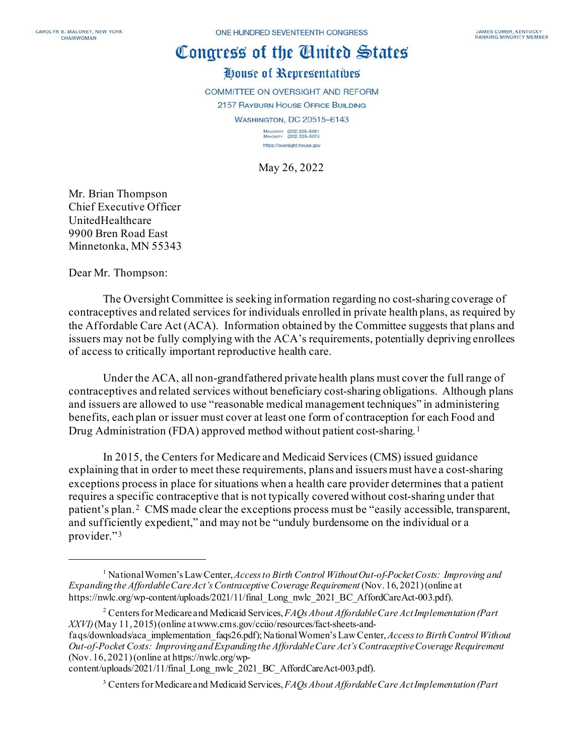CAROLYN B. MALONEY, NEW YORK
CHAIRWOMAN

ONE HUNDRED SEVENTEENTH CONGRESS

JAMES COMER, KENTUCKY
RANKING MINORITY MEMBER

# Congress of the United States

## House of Representatives

COMMITTEE ON OVERSIGHT AND REFORM
2157 RAYBURN HOUSE OFFICE BUILDING
WASHINGTON, DC 20515–6143

MAJORITY (202) 225-5051
MINORITY (202) 225-5074
https://oversight.house.gov

May 26, 2022

Mr. Brian Thompson
Chief Executive Officer
UnitedHealthcare
9900 Bren Road East
Minnetonka, MN 55343

Dear Mr. Thompson:

The Oversight Committee is seeking information regarding no cost-sharing coverage of contraceptives and related services for individuals enrolled in private health plans, as required by the Affordable Care Act (ACA). Information obtained by the Committee suggests that plans and issuers may not be fully complying with the ACA's requirements, potentially depriving enrollees of access to critically important reproductive health care.

Under the ACA, all non-grandfathered private health plans must cover the full range of contraceptives and related services without beneficiary cost-sharing obligations. Although plans and issuers are allowed to use "reasonable medical management techniques" in administering benefits, each plan or issuer must cover at least one form of contraception for each Food and Drug Administration (FDA) approved method without patient cost-sharing.[1]

In 2015, the Centers for Medicare and Medicaid Services (CMS) issued guidance explaining that in order to meet these requirements, plans and issuers must have a cost-sharing exceptions process in place for situations when a health care provider determines that a patient requires a specific contraceptive that is not typically covered without cost-sharing under that patient's plan.[2] CMS made clear the exceptions process must be "easily accessible, transparent, and sufficiently expedient," and may not be "unduly burdensome on the individual or a provider."[3]

---

[1] National Women's Law Center, *Access to Birth Control Without Out-of-Pocket Costs: Improving and Expanding the Affordable Care Act's Contraceptive Coverage Requirement* (Nov. 16, 2021) (online at https://nwlc.org/wp-content/uploads/2021/11/final_Long_nwlc_2021_BC_AffordCareAct-003.pdf).

[2] Centers for Medicare and Medicaid Services, *FAQs About Affordable Care Act Implementation (Part XXVI)* (May 11, 2015) (online at www.cms.gov/cciio/resources/fact-sheets-and-faqs/downloads/aca_implementation_faqs26.pdf); National Women's Law Center, *Access to Birth Control Without Out-of-Pocket Costs: Improving and Expanding the Affordable Care Act's Contraceptive Coverage Requirement* (Nov. 16, 2021) (online at https://nwlc.org/wp-content/uploads/2021/11/final_Long_nwlc_2021_BC_AffordCareAct-003.pdf).

[3] Centers for Medicare and Medicaid Services, *FAQs About Affordable Care Act Implementation (Part*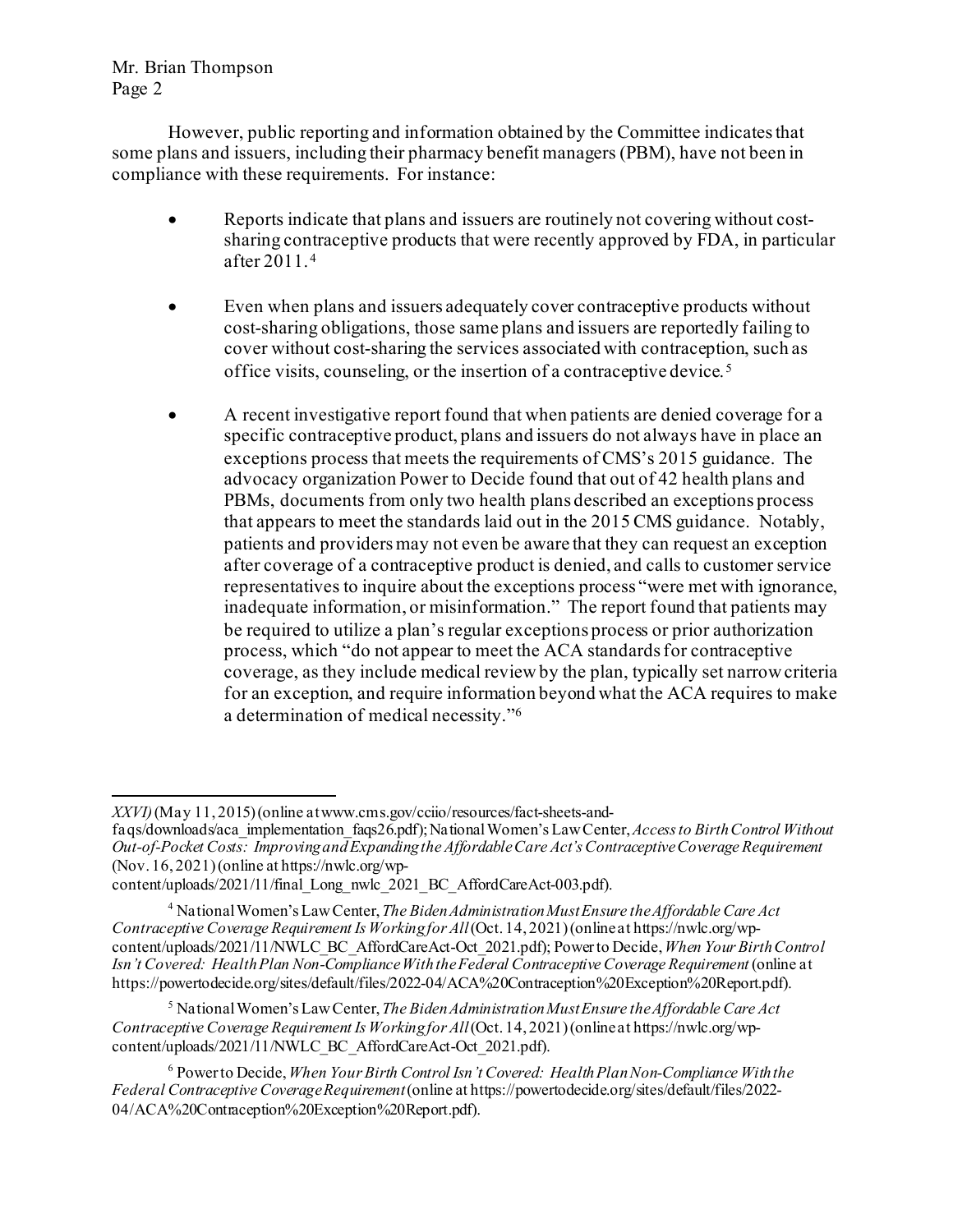However, public reporting and information obtained by the Committee indicates that some plans and issuers, including their pharmacy benefit managers (PBM), have not been in compliance with these requirements. For instance:

- Reports indicate that plans and issuers are routinely not covering without cost-sharing contraceptive products that were recently approved by FDA, in particular after 2011.[4]

- Even when plans and issuers adequately cover contraceptive products without cost-sharing obligations, those same plans and issuers are reportedly failing to cover without cost-sharing the services associated with contraception, such as office visits, counseling, or the insertion of a contraceptive device.[5]

- A recent investigative report found that when patients are denied coverage for a specific contraceptive product, plans and issuers do not always have in place an exceptions process that meets the requirements of CMS's 2015 guidance. The advocacy organization Power to Decide found that out of 42 health plans and PBMs, documents from only two health plans described an exceptions process that appears to meet the standards laid out in the 2015 CMS guidance. Notably, patients and providers may not even be aware that they can request an exception after coverage of a contraceptive product is denied, and calls to customer service representatives to inquire about the exceptions process "were met with ignorance, inadequate information, or misinformation." The report found that patients may be required to utilize a plan's regular exceptions process or prior authorization process, which "do not appear to meet the ACA standards for contraceptive coverage, as they include medical review by the plan, typically set narrow criteria for an exception, and require information beyond what the ACA requires to make a determination of medical necessity."[6]

---

*XXVI)* (May 11, 2015) (online at www.cms.gov/cciio/resources/fact-sheets-and-faqs/downloads/aca_implementation_faqs26.pdf); National Women's Law Center, *Access to Birth Control Without Out-of-Pocket Costs: Improving and Expanding the Affordable Care Act's Contraceptive Coverage Requirement* (Nov. 16, 2021) (online at https://nwlc.org/wp-content/uploads/2021/11/final_Long_nwlc_2021_BC_AffordCareAct-003.pdf).

[4] National Women's Law Center, *The Biden Administration Must Ensure the Affordable Care Act Contraceptive Coverage Requirement Is Working for All* (Oct. 14, 2021) (online at https://nwlc.org/wp-content/uploads/2021/11/NWLC_BC_AffordCareAct-Oct_2021.pdf); Power to Decide, *When Your Birth Control Isn't Covered: Health Plan Non-Compliance With the Federal Contraceptive Coverage Requirement* (online at https://powertodecide.org/sites/default/files/2022-04/ACA%20Contraception%20Exception%20Report.pdf).

[5] National Women's Law Center, *The Biden Administration Must Ensure the Affordable Care Act Contraceptive Coverage Requirement Is Working for All* (Oct. 14, 2021) (online at https://nwlc.org/wp-content/uploads/2021/11/NWLC_BC_AffordCareAct-Oct_2021.pdf).

[6] Power to Decide, *When Your Birth Control Isn't Covered: Health Plan Non-Compliance With the Federal Contraceptive Coverage Requirement* (online at https://powertodecide.org/sites/default/files/2022-04/ACA%20Contraception%20Exception%20Report.pdf).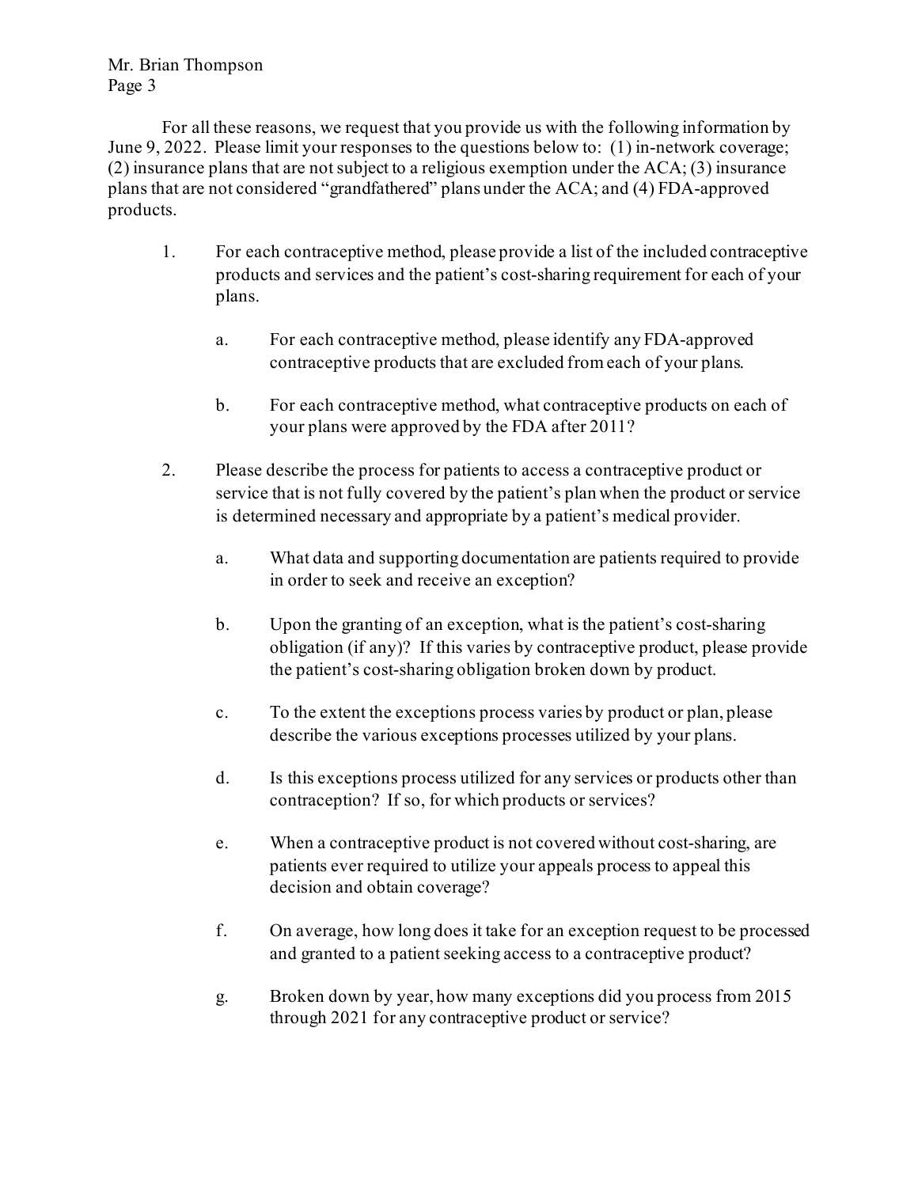For all these reasons, we request that you provide us with the following information by June 9, 2022. Please limit your responses to the questions below to: (1) in-network coverage; (2) insurance plans that are not subject to a religious exemption under the ACA; (3) insurance plans that are not considered "grandfathered" plans under the ACA; and (4) FDA-approved products.

1. For each contraceptive method, please provide a list of the included contraceptive products and services and the patient's cost-sharing requirement for each of your plans.

    a. For each contraceptive method, please identify any FDA-approved contraceptive products that are excluded from each of your plans.

    b. For each contraceptive method, what contraceptive products on each of your plans were approved by the FDA after 2011?

2. Please describe the process for patients to access a contraceptive product or service that is not fully covered by the patient's plan when the product or service is determined necessary and appropriate by a patient's medical provider.

    a. What data and supporting documentation are patients required to provide in order to seek and receive an exception?

    b. Upon the granting of an exception, what is the patient's cost-sharing obligation (if any)? If this varies by contraceptive product, please provide the patient's cost-sharing obligation broken down by product.

    c. To the extent the exceptions process varies by product or plan, please describe the various exceptions processes utilized by your plans.

    d. Is this exceptions process utilized for any services or products other than contraception? If so, for which products or services?

    e. When a contraceptive product is not covered without cost-sharing, are patients ever required to utilize your appeals process to appeal this decision and obtain coverage?

    f. On average, how long does it take for an exception request to be processed and granted to a patient seeking access to a contraceptive product?

    g. Broken down by year, how many exceptions did you process from 2015 through 2021 for any contraceptive product or service?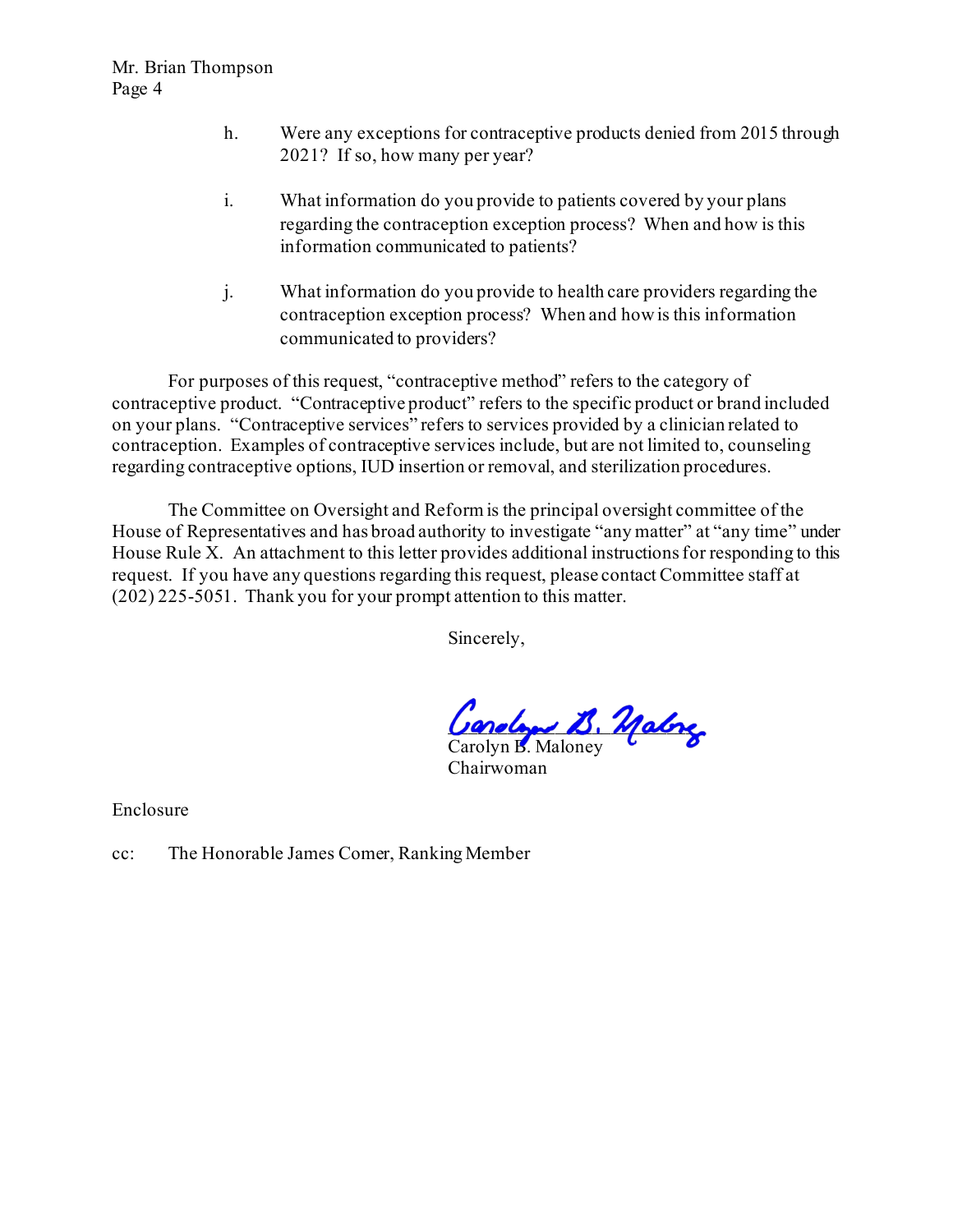h. Were any exceptions for contraceptive products denied from 2015 through 2021? If so, how many per year?

i. What information do you provide to patients covered by your plans regarding the contraception exception process? When and how is this information communicated to patients?

j. What information do you provide to health care providers regarding the contraception exception process? When and how is this information communicated to providers?

For purposes of this request, "contraceptive method" refers to the category of contraceptive product. "Contraceptive product" refers to the specific product or brand included on your plans. "Contraceptive services" refers to services provided by a clinician related to contraception. Examples of contraceptive services include, but are not limited to, counseling regarding contraceptive options, IUD insertion or removal, and sterilization procedures.

The Committee on Oversight and Reform is the principal oversight committee of the House of Representatives and has broad authority to investigate "any matter" at "any time" under House Rule X. An attachment to this letter provides additional instructions for responding to this request. If you have any questions regarding this request, please contact Committee staff at (202) 225-5051. Thank you for your prompt attention to this matter.

Sincerely,

Carolyn B. Maloney
Chairwoman

Enclosure

cc: The Honorable James Comer, Ranking Member